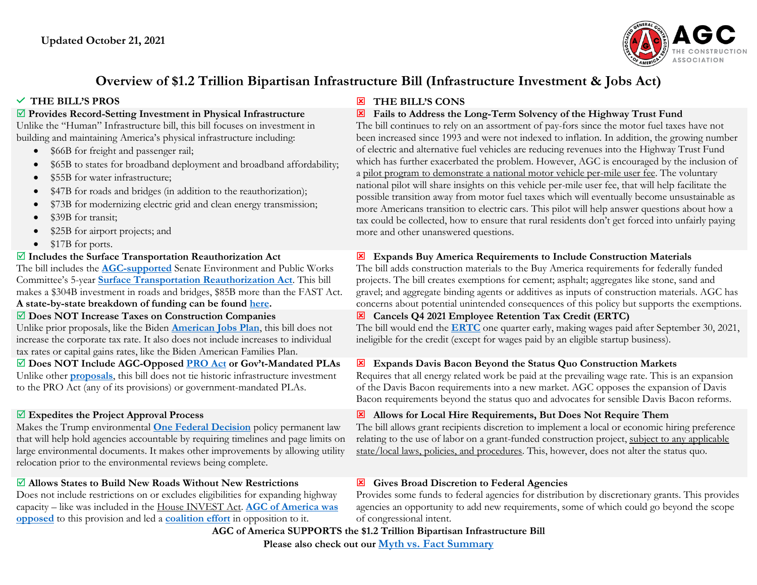Updated October 21, 2021

# Overview of $1.2 Trillion Bipartisan Infrastructure Bill (Infrastructure Investment & Jobs Act)

## ✓ THE BILL'S PROS

### ☑ Provides Record-Setting Investment in Physical Infrastructure

Unlike the "Human" Infrastructure bill, this bill focuses on investment in building and maintaining America's physical infrastructure including:

- $66B for freight and passenger rail;
- $65B to states for broadband deployment and broadband affordability;
- $55B for water infrastructure;
- $47B for roads and bridges (in addition to the reauthorization);
- $73B for modernizing electric grid and clean energy transmission;
- $39B for transit;
- $25B for airport projects; and
- $17B for ports.

### ☑ Includes the Surface Transportation Reauthorization Act

The bill includes the **AGC-supported** Senate Environment and Public Works Committee's 5-year **Surface Transportation Reauthorization Act**. This bill makes a $304B investment in roads and bridges, $85B more than the FAST Act. **A state-by-state breakdown of funding can be found here.**

### ☑ Does NOT Increase Taxes on Construction Companies

Unlike prior proposals, like the Biden **American Jobs Plan**, this bill does not increase the corporate tax rate. It also does not include increases to individual tax rates or capital gains rates, like the Biden American Families Plan.

### ☑ Does NOT Include AGC-Opposed PRO Act or Gov't-Mandated PLAs

Unlike other **proposals**, this bill does not tie historic infrastructure investment to the PRO Act (any of its provisions) or government-mandated PLAs.

### ☑ Expedites the Project Approval Process

Makes the Trump environmental **One Federal Decision** policy permanent law that will help hold agencies accountable by requiring timelines and page limits on large environmental documents. It makes other improvements by allowing utility relocation prior to the environmental reviews being complete.

### ☑ Allows States to Build New Roads Without New Restrictions

Does not include restrictions on or excludes eligibilities for expanding highway capacity – like was included in the House INVEST Act. **AGC of America was opposed** to this provision and led a **coalition effort** in opposition to it.

## ☒ THE BILL'S CONS

### ☒ Fails to Address the Long-Term Solvency of the Highway Trust Fund

The bill continues to rely on an assortment of pay-fors since the motor fuel taxes have not been increased since 1993 and were not indexed to inflation. In addition, the growing number of electric and alternative fuel vehicles are reducing revenues into the Highway Trust Fund which has further exacerbated the problem. However, AGC is encouraged by the inclusion of a pilot program to demonstrate a national motor vehicle per-mile user fee. The voluntary national pilot will share insights on this vehicle per-mile user fee, that will help facilitate the possible transition away from motor fuel taxes which will eventually become unsustainable as more Americans transition to electric cars. This pilot will help answer questions about how a tax could be collected, how to ensure that rural residents don't get forced into unfairly paying more and other unanswered questions.

### ☒ Expands Buy America Requirements to Include Construction Materials

The bill adds construction materials to the Buy America requirements for federally funded projects. The bill creates exemptions for cement; asphalt; aggregates like stone, sand and gravel; and aggregate binding agents or additives as inputs of construction materials. AGC has concerns about potential unintended consequences of this policy but supports the exemptions.

### ☒ Cancels Q4 2021 Employee Retention Tax Credit (ERTC)

The bill would end the **ERTC** one quarter early, making wages paid after September 30, 2021, ineligible for the credit (except for wages paid by an eligible startup business).

### ☒ Expands Davis Bacon Beyond the Status Quo Construction Markets

Requires that all energy related work be paid at the prevailing wage rate. This is an expansion of the Davis Bacon requirements into a new market. AGC opposes the expansion of Davis Bacon requirements beyond the status quo and advocates for sensible Davis Bacon reforms.

### ☒ Allows for Local Hire Requirements, But Does Not Require Them

The bill allows grant recipients discretion to implement a local or economic hiring preference relating to the use of labor on a grant-funded construction project, subject to any applicable state/local laws, policies, and procedures. This, however, does not alter the status quo.

### ☒ Gives Broad Discretion to Federal Agencies

Provides some funds to federal agencies for distribution by discretionary grants. This provides agencies an opportunity to add new requirements, some of which could go beyond the scope of congressional intent.

**AGC of America SUPPORTS the $1.2 Trillion Bipartisan Infrastructure Bill**

**Please also check out our Myth vs. Fact Summary**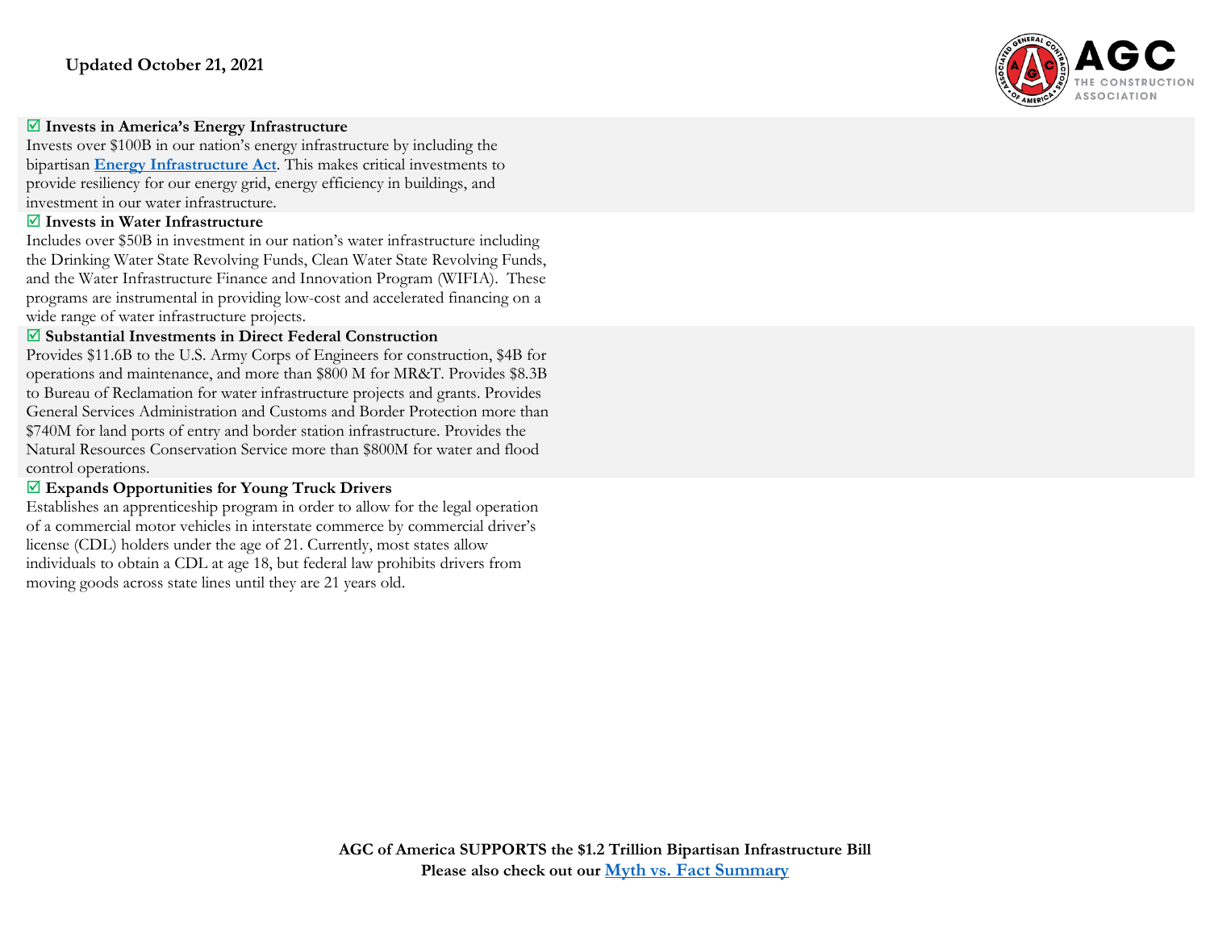**Updated October 21, 2021**

☑ **Invests in America's Energy Infrastructure**
Invests over $100B in our nation's energy infrastructure by including the bipartisan **Energy Infrastructure Act**. This makes critical investments to provide resiliency for our energy grid, energy efficiency in buildings, and investment in our water infrastructure.

☑ **Invests in Water Infrastructure**
Includes over $50B in investment in our nation's water infrastructure including the Drinking Water State Revolving Funds, Clean Water State Revolving Funds, and the Water Infrastructure Finance and Innovation Program (WIFIA). These programs are instrumental in providing low-cost and accelerated financing on a wide range of water infrastructure projects.

☑ **Substantial Investments in Direct Federal Construction**
Provides $11.6B to the U.S. Army Corps of Engineers for construction, $4B for operations and maintenance, and more than $800 M for MR&T. Provides $8.3B to Bureau of Reclamation for water infrastructure projects and grants. Provides General Services Administration and Customs and Border Protection more than $740M for land ports of entry and border station infrastructure. Provides the Natural Resources Conservation Service more than $800M for water and flood control operations.

☑ **Expands Opportunities for Young Truck Drivers**
Establishes an apprenticeship program in order to allow for the legal operation of a commercial motor vehicles in interstate commerce by commercial driver's license (CDL) holders under the age of 21. Currently, most states allow individuals to obtain a CDL at age 18, but federal law prohibits drivers from moving goods across state lines until they are 21 years old.

**AGC of America SUPPORTS the $1.2 Trillion Bipartisan Infrastructure Bill**
**Please also check out our Myth vs. Fact Summary**